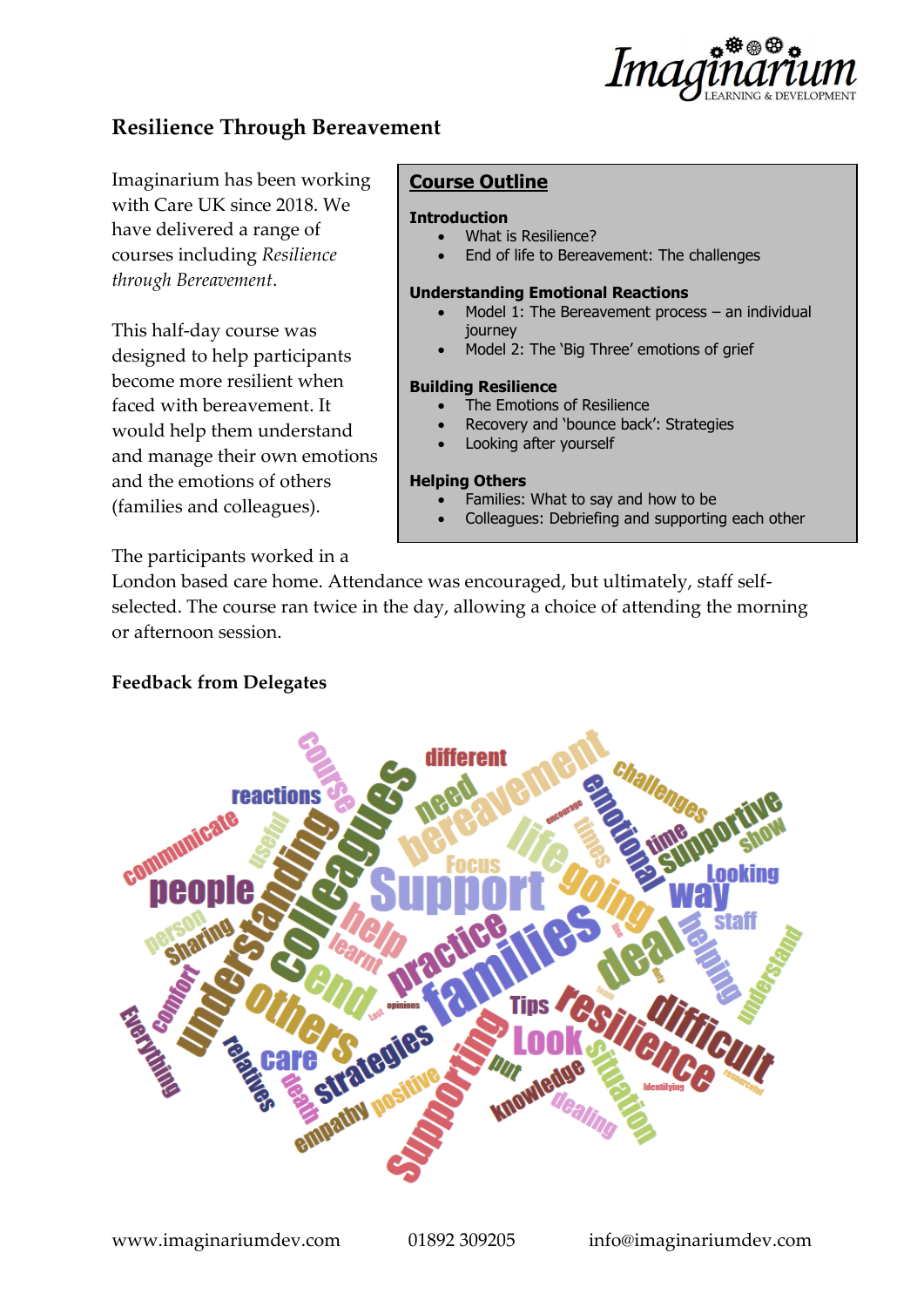## Resilience Through Bereavement

Imaginarium has been working with Care UK since 2018. We have delivered a range of courses including *Resilience through Bereavement*.

This half-day course was designed to help participants become more resilient when faced with bereavement. It would help them understand and manage their own emotions and the emotions of others (families and colleagues).

### Course Outline

**Introduction**

- What is Resilience?
- End of life to Bereavement: The challenges

**Understanding Emotional Reactions**

- Model 1: The Bereavement process – an individual journey
- Model 2: The 'Big Three' emotions of grief

**Building Resilience**

- The Emotions of Resilience
- Recovery and 'bounce back': Strategies
- Looking after yourself

**Helping Others**

- Families: What to say and how to be
- Colleagues: Debriefing and supporting each other

The participants worked in a London based care home. Attendance was encouraged, but ultimately, staff self-selected. The course ran twice in the day, allowing a choice of attending the morning or afternoon session.

### Feedback from Delegates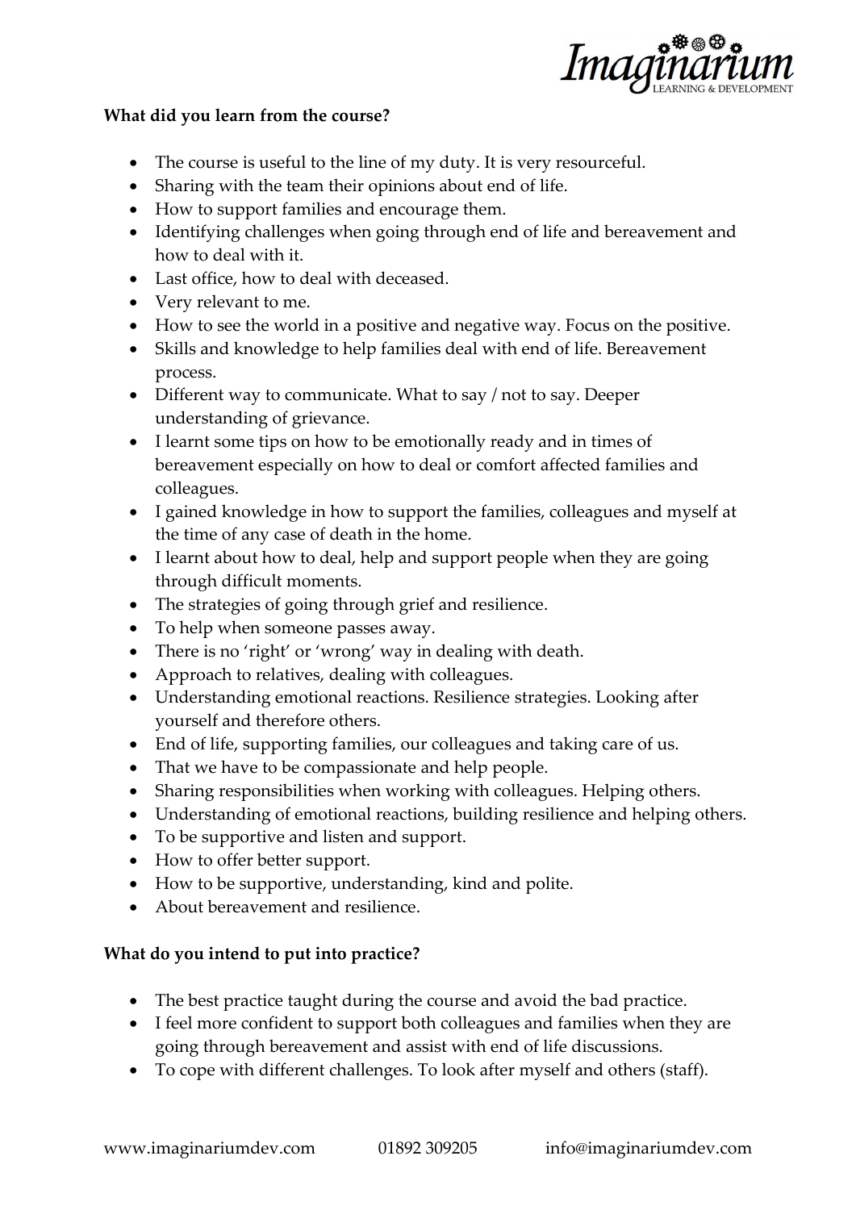**What did you learn from the course?**

- The course is useful to the line of my duty. It is very resourceful.
- Sharing with the team their opinions about end of life.
- How to support families and encourage them.
- Identifying challenges when going through end of life and bereavement and how to deal with it.
- Last office, how to deal with deceased.
- Very relevant to me.
- How to see the world in a positive and negative way. Focus on the positive.
- Skills and knowledge to help families deal with end of life. Bereavement process.
- Different way to communicate. What to say / not to say. Deeper understanding of grievance.
- I learnt some tips on how to be emotionally ready and in times of bereavement especially on how to deal or comfort affected families and colleagues.
- I gained knowledge in how to support the families, colleagues and myself at the time of any case of death in the home.
- I learnt about how to deal, help and support people when they are going through difficult moments.
- The strategies of going through grief and resilience.
- To help when someone passes away.
- There is no 'right' or 'wrong' way in dealing with death.
- Approach to relatives, dealing with colleagues.
- Understanding emotional reactions. Resilience strategies. Looking after yourself and therefore others.
- End of life, supporting families, our colleagues and taking care of us.
- That we have to be compassionate and help people.
- Sharing responsibilities when working with colleagues. Helping others.
- Understanding of emotional reactions, building resilience and helping others.
- To be supportive and listen and support.
- How to offer better support.
- How to be supportive, understanding, kind and polite.
- About bereavement and resilience.

**What do you intend to put into practice?**

- The best practice taught during the course and avoid the bad practice.
- I feel more confident to support both colleagues and families when they are going through bereavement and assist with end of life discussions.
- To cope with different challenges. To look after myself and others (staff).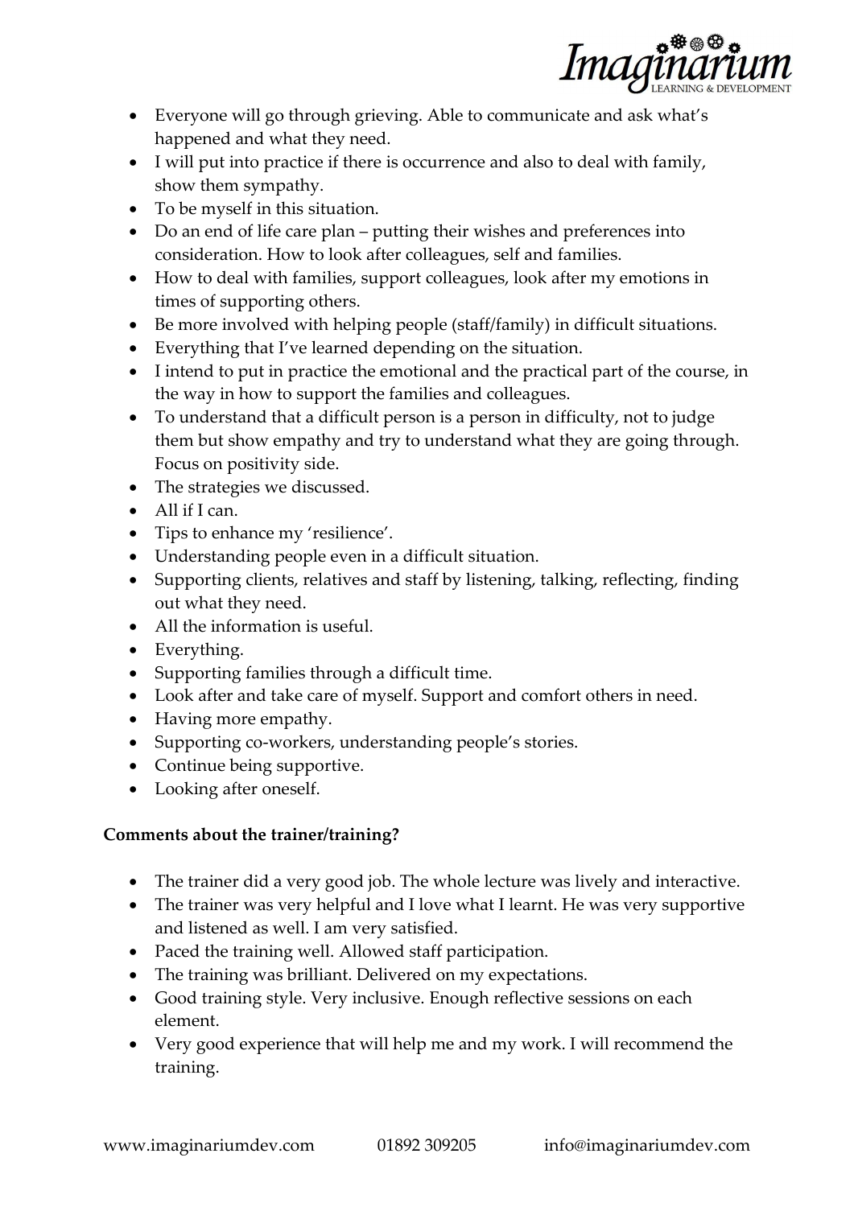- Everyone will go through grieving. Able to communicate and ask what's happened and what they need.
- I will put into practice if there is occurrence and also to deal with family, show them sympathy.
- To be myself in this situation.
- Do an end of life care plan – putting their wishes and preferences into consideration. How to look after colleagues, self and families.
- How to deal with families, support colleagues, look after my emotions in times of supporting others.
- Be more involved with helping people (staff/family) in difficult situations.
- Everything that I've learned depending on the situation.
- I intend to put in practice the emotional and the practical part of the course, in the way in how to support the families and colleagues.
- To understand that a difficult person is a person in difficulty, not to judge them but show empathy and try to understand what they are going through. Focus on positivity side.
- The strategies we discussed.
- All if I can.
- Tips to enhance my 'resilience'.
- Understanding people even in a difficult situation.
- Supporting clients, relatives and staff by listening, talking, reflecting, finding out what they need.
- All the information is useful.
- Everything.
- Supporting families through a difficult time.
- Look after and take care of myself. Support and comfort others in need.
- Having more empathy.
- Supporting co-workers, understanding people's stories.
- Continue being supportive.
- Looking after oneself.

**Comments about the trainer/training?**

- The trainer did a very good job. The whole lecture was lively and interactive.
- The trainer was very helpful and I love what I learnt. He was very supportive and listened as well. I am very satisfied.
- Paced the training well. Allowed staff participation.
- The training was brilliant. Delivered on my expectations.
- Good training style. Very inclusive. Enough reflective sessions on each element.
- Very good experience that will help me and my work. I will recommend the training.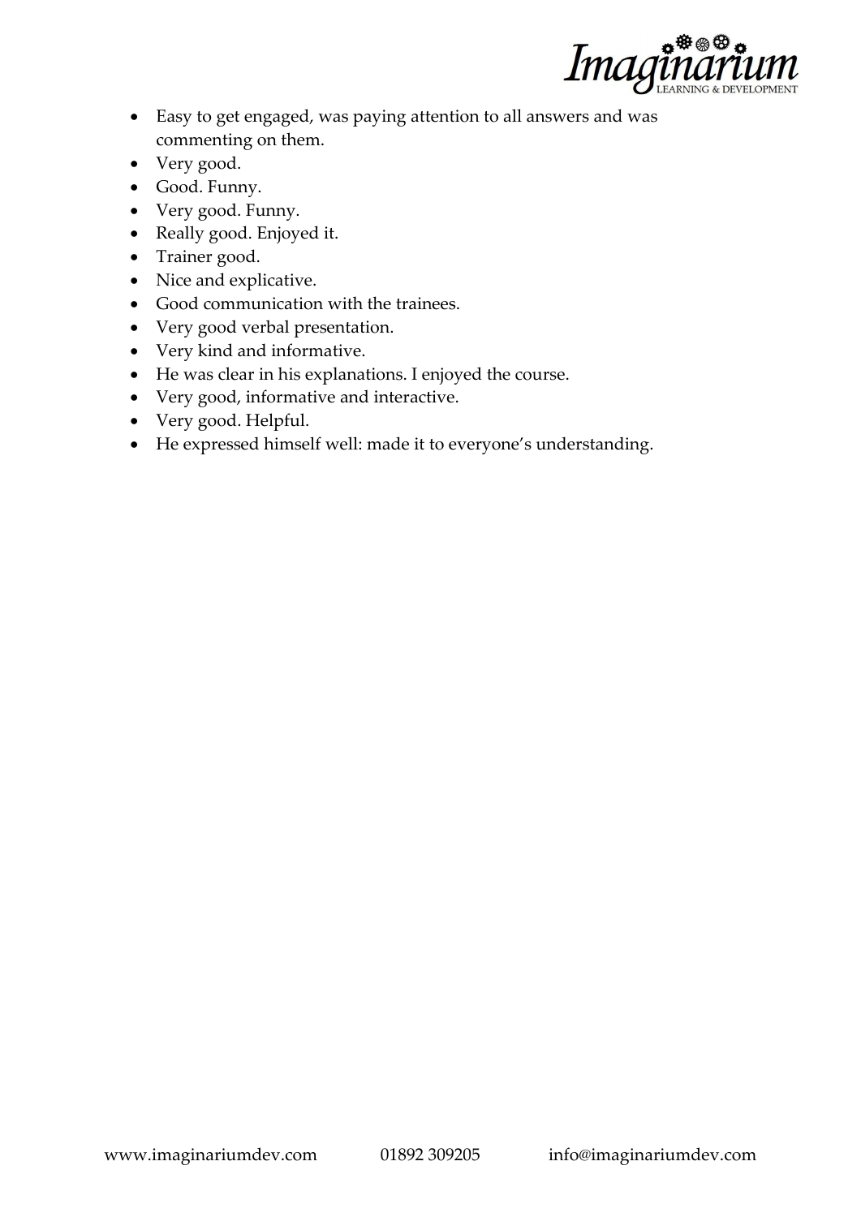- Easy to get engaged, was paying attention to all answers and was commenting on them.
- Very good.
- Good. Funny.
- Very good. Funny.
- Really good. Enjoyed it.
- Trainer good.
- Nice and explicative.
- Good communication with the trainees.
- Very good verbal presentation.
- Very kind and informative.
- He was clear in his explanations. I enjoyed the course.
- Very good, informative and interactive.
- Very good. Helpful.
- He expressed himself well: made it to everyone's understanding.